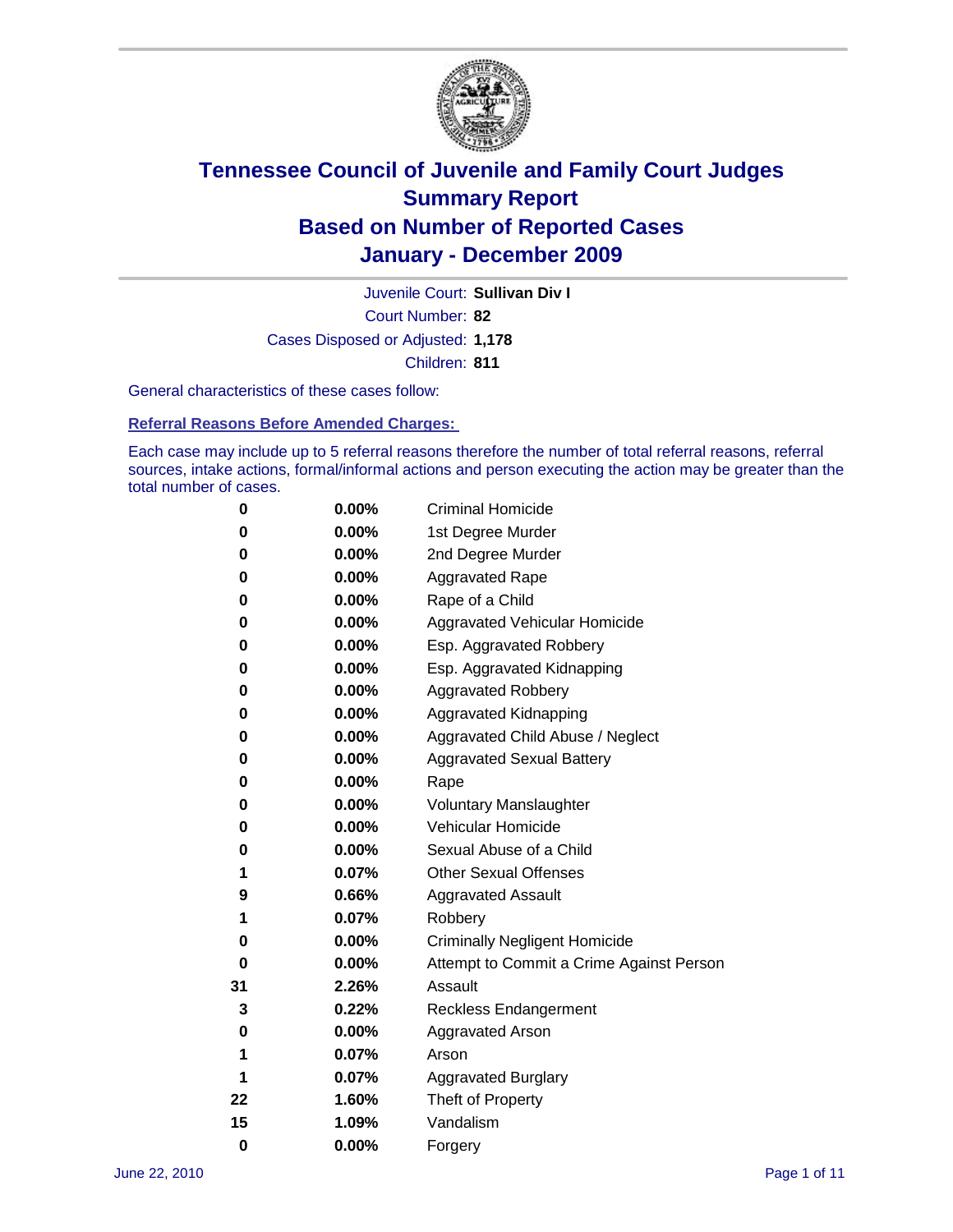# Tennessee Council of Juvenile and Family Court Judges
## Summary Report
## Based on Number of Reported Cases
## January - December 2009

Juvenile Court: **Sullivan Div I**

Court Number: **82**

Cases Disposed or Adjusted: **1,178**

Children: **811**

General characteristics of these cases follow:

### Referral Reasons Before Amended Charges:

Each case may include up to 5 referral reasons therefore the number of total referral reasons, referral sources, intake actions, formal/informal actions and person executing the action may be greater than the total number of cases.

| Count | Percent | Referral Reason |
|---|---|---|
| 0 | 0.00% | Criminal Homicide |
| 0 | 0.00% | 1st Degree Murder |
| 0 | 0.00% | 2nd Degree Murder |
| 0 | 0.00% | Aggravated Rape |
| 0 | 0.00% | Rape of a Child |
| 0 | 0.00% | Aggravated Vehicular Homicide |
| 0 | 0.00% | Esp. Aggravated Robbery |
| 0 | 0.00% | Esp. Aggravated Kidnapping |
| 0 | 0.00% | Aggravated Robbery |
| 0 | 0.00% | Aggravated Kidnapping |
| 0 | 0.00% | Aggravated Child Abuse / Neglect |
| 0 | 0.00% | Aggravated Sexual Battery |
| 0 | 0.00% | Rape |
| 0 | 0.00% | Voluntary Manslaughter |
| 0 | 0.00% | Vehicular Homicide |
| 0 | 0.00% | Sexual Abuse of a Child |
| 1 | 0.07% | Other Sexual Offenses |
| 9 | 0.66% | Aggravated Assault |
| 1 | 0.07% | Robbery |
| 0 | 0.00% | Criminally Negligent Homicide |
| 0 | 0.00% | Attempt to Commit a Crime Against Person |
| 31 | 2.26% | Assault |
| 3 | 0.22% | Reckless Endangerment |
| 0 | 0.00% | Aggravated Arson |
| 1 | 0.07% | Arson |
| 1 | 0.07% | Aggravated Burglary |
| 22 | 1.60% | Theft of Property |
| 15 | 1.09% | Vandalism |
| 0 | 0.00% | Forgery |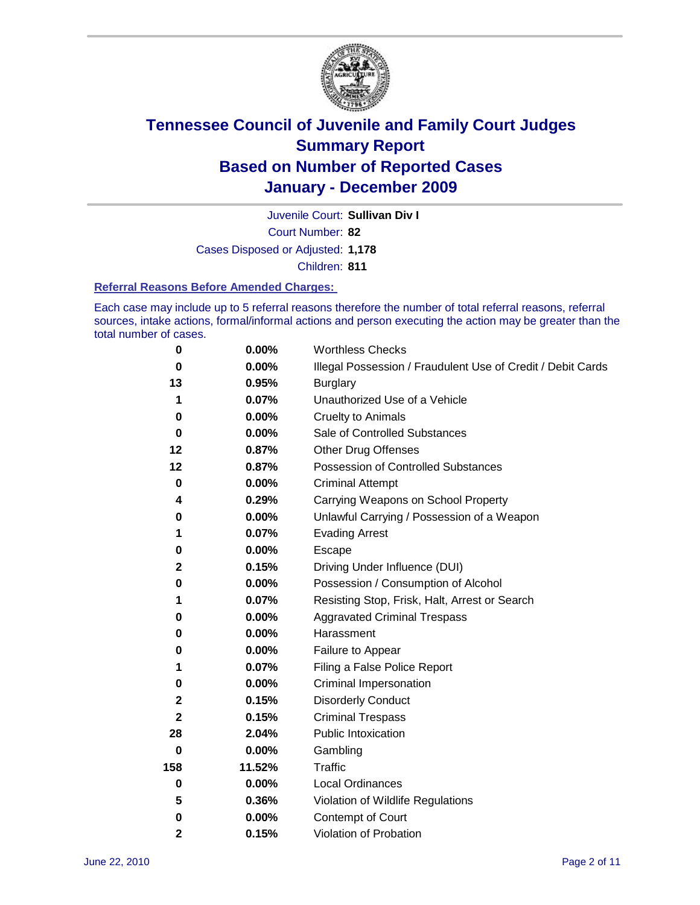# Tennessee Council of Juvenile and Family Court Judges
## Summary Report
## Based on Number of Reported Cases
## January - December 2009

Juvenile Court: **Sullivan Div I**

Court Number: **82**

Cases Disposed or Adjusted: **1,178**

Children: **811**

### Referral Reasons Before Amended Charges:

Each case may include up to 5 referral reasons therefore the number of total referral reasons, referral sources, intake actions, formal/informal actions and person executing the action may be greater than the total number of cases.

| | | |
|---|---|---|
| 0 | 0.00% | Worthless Checks |
| 0 | 0.00% | Illegal Possession / Fraudulent Use of Credit / Debit Cards |
| 13 | 0.95% | Burglary |
| 1 | 0.07% | Unauthorized Use of a Vehicle |
| 0 | 0.00% | Cruelty to Animals |
| 0 | 0.00% | Sale of Controlled Substances |
| 12 | 0.87% | Other Drug Offenses |
| 12 | 0.87% | Possession of Controlled Substances |
| 0 | 0.00% | Criminal Attempt |
| 4 | 0.29% | Carrying Weapons on School Property |
| 0 | 0.00% | Unlawful Carrying / Possession of a Weapon |
| 1 | 0.07% | Evading Arrest |
| 0 | 0.00% | Escape |
| 2 | 0.15% | Driving Under Influence (DUI) |
| 0 | 0.00% | Possession / Consumption of Alcohol |
| 1 | 0.07% | Resisting Stop, Frisk, Halt, Arrest or Search |
| 0 | 0.00% | Aggravated Criminal Trespass |
| 0 | 0.00% | Harassment |
| 0 | 0.00% | Failure to Appear |
| 1 | 0.07% | Filing a False Police Report |
| 0 | 0.00% | Criminal Impersonation |
| 2 | 0.15% | Disorderly Conduct |
| 2 | 0.15% | Criminal Trespass |
| 28 | 2.04% | Public Intoxication |
| 0 | 0.00% | Gambling |
| 158 | 11.52% | Traffic |
| 0 | 0.00% | Local Ordinances |
| 5 | 0.36% | Violation of Wildlife Regulations |
| 0 | 0.00% | Contempt of Court |
| 2 | 0.15% | Violation of Probation |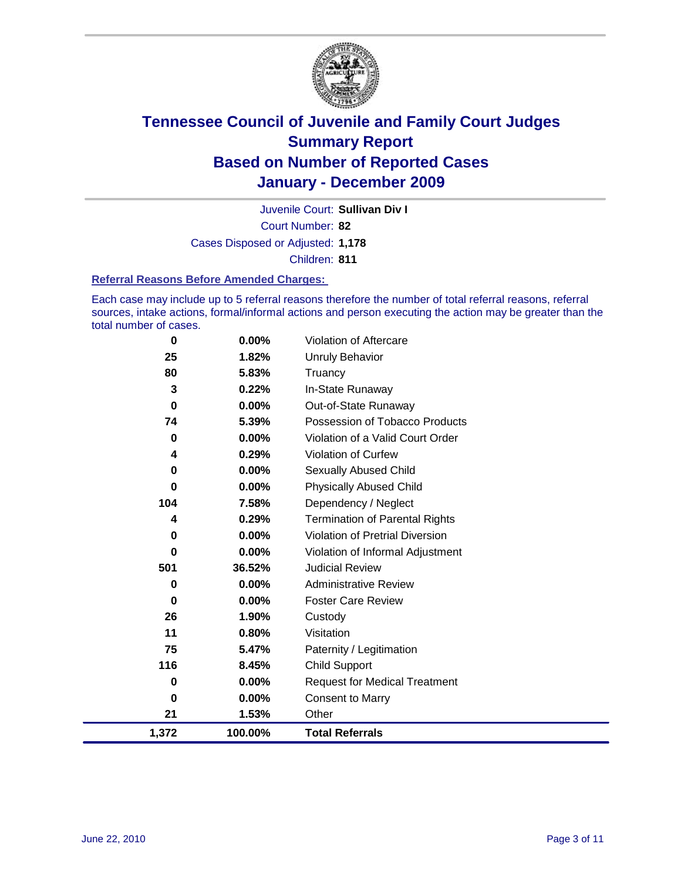# Tennessee Council of Juvenile and Family Court Judges
## Summary Report
## Based on Number of Reported Cases
## January - December 2009

Juvenile Court: **Sullivan Div I**

Court Number: **82**

Cases Disposed or Adjusted: **1,178**

Children: **811**

### Referral Reasons Before Amended Charges:

Each case may include up to 5 referral reasons therefore the number of total referral reasons, referral sources, intake actions, formal/informal actions and person executing the action may be greater than the total number of cases.

| Count | Percent | Referral Reason |
|---|---|---|
| 0 | 0.00% | Violation of Aftercare |
| 25 | 1.82% | Unruly Behavior |
| 80 | 5.83% | Truancy |
| 3 | 0.22% | In-State Runaway |
| 0 | 0.00% | Out-of-State Runaway |
| 74 | 5.39% | Possession of Tobacco Products |
| 0 | 0.00% | Violation of a Valid Court Order |
| 4 | 0.29% | Violation of Curfew |
| 0 | 0.00% | Sexually Abused Child |
| 0 | 0.00% | Physically Abused Child |
| 104 | 7.58% | Dependency / Neglect |
| 4 | 0.29% | Termination of Parental Rights |
| 0 | 0.00% | Violation of Pretrial Diversion |
| 0 | 0.00% | Violation of Informal Adjustment |
| 501 | 36.52% | Judicial Review |
| 0 | 0.00% | Administrative Review |
| 0 | 0.00% | Foster Care Review |
| 26 | 1.90% | Custody |
| 11 | 0.80% | Visitation |
| 75 | 5.47% | Paternity / Legitimation |
| 116 | 8.45% | Child Support |
| 0 | 0.00% | Request for Medical Treatment |
| 0 | 0.00% | Consent to Marry |
| 21 | 1.53% | Other |
| **1,372** | **100.00%** | **Total Referrals** |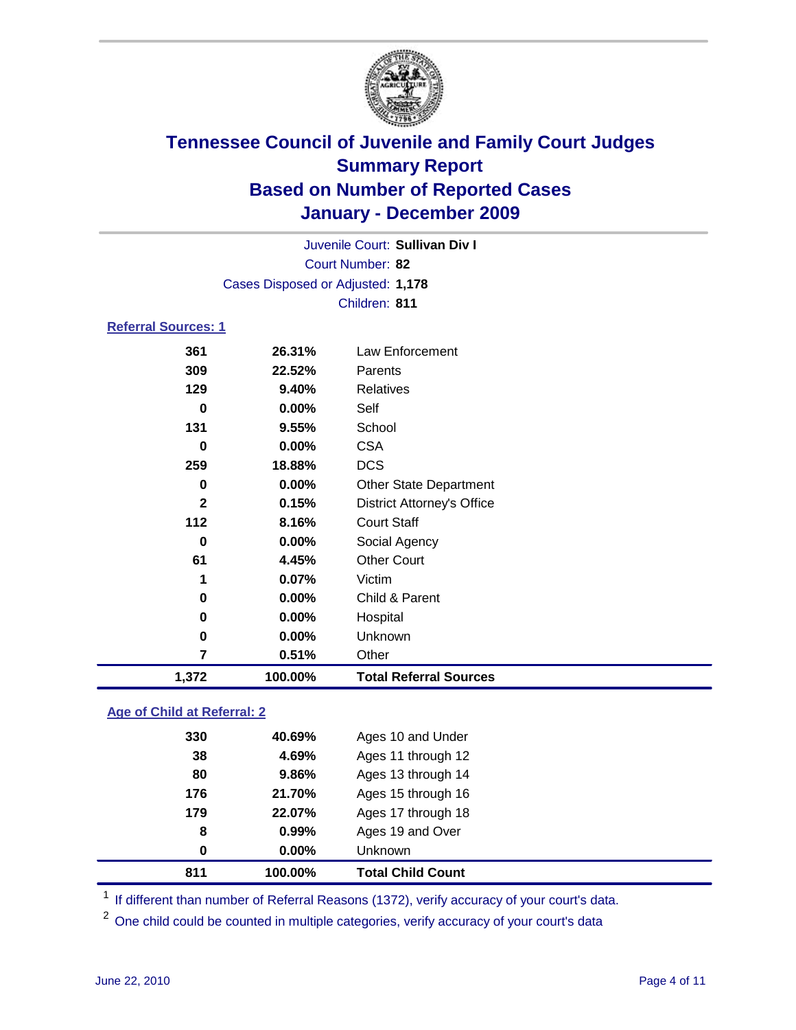# Tennessee Council of Juvenile and Family Court Judges
## Summary Report
## Based on Number of Reported Cases
## January - December 2009

Juvenile Court: **Sullivan Div I**
Court Number: **82**
Cases Disposed or Adjusted: **1,178**
Children: **811**

### Referral Sources: 1

| | | |
|---|---|---|
| 361 | 26.31% | Law Enforcement |
| 309 | 22.52% | Parents |
| 129 | 9.40% | Relatives |
| 0 | 0.00% | Self |
| 131 | 9.55% | School |
| 0 | 0.00% | CSA |
| 259 | 18.88% | DCS |
| 0 | 0.00% | Other State Department |
| 2 | 0.15% | District Attorney's Office |
| 112 | 8.16% | Court Staff |
| 0 | 0.00% | Social Agency |
| 61 | 4.45% | Other Court |
| 1 | 0.07% | Victim |
| 0 | 0.00% | Child & Parent |
| 0 | 0.00% | Hospital |
| 0 | 0.00% | Unknown |
| 7 | 0.51% | Other |
| **1,372** | **100.00%** | **Total Referral Sources** |

### Age of Child at Referral: 2

| | | |
|---|---|---|
| 330 | 40.69% | Ages 10 and Under |
| 38 | 4.69% | Ages 11 through 12 |
| 80 | 9.86% | Ages 13 through 14 |
| 176 | 21.70% | Ages 15 through 16 |
| 179 | 22.07% | Ages 17 through 18 |
| 8 | 0.99% | Ages 19 and Over |
| 0 | 0.00% | Unknown |
| **811** | **100.00%** | **Total Child Count** |

[1] If different than number of Referral Reasons (1372), verify accuracy of your court's data.

[2] One child could be counted in multiple categories, verify accuracy of your court's data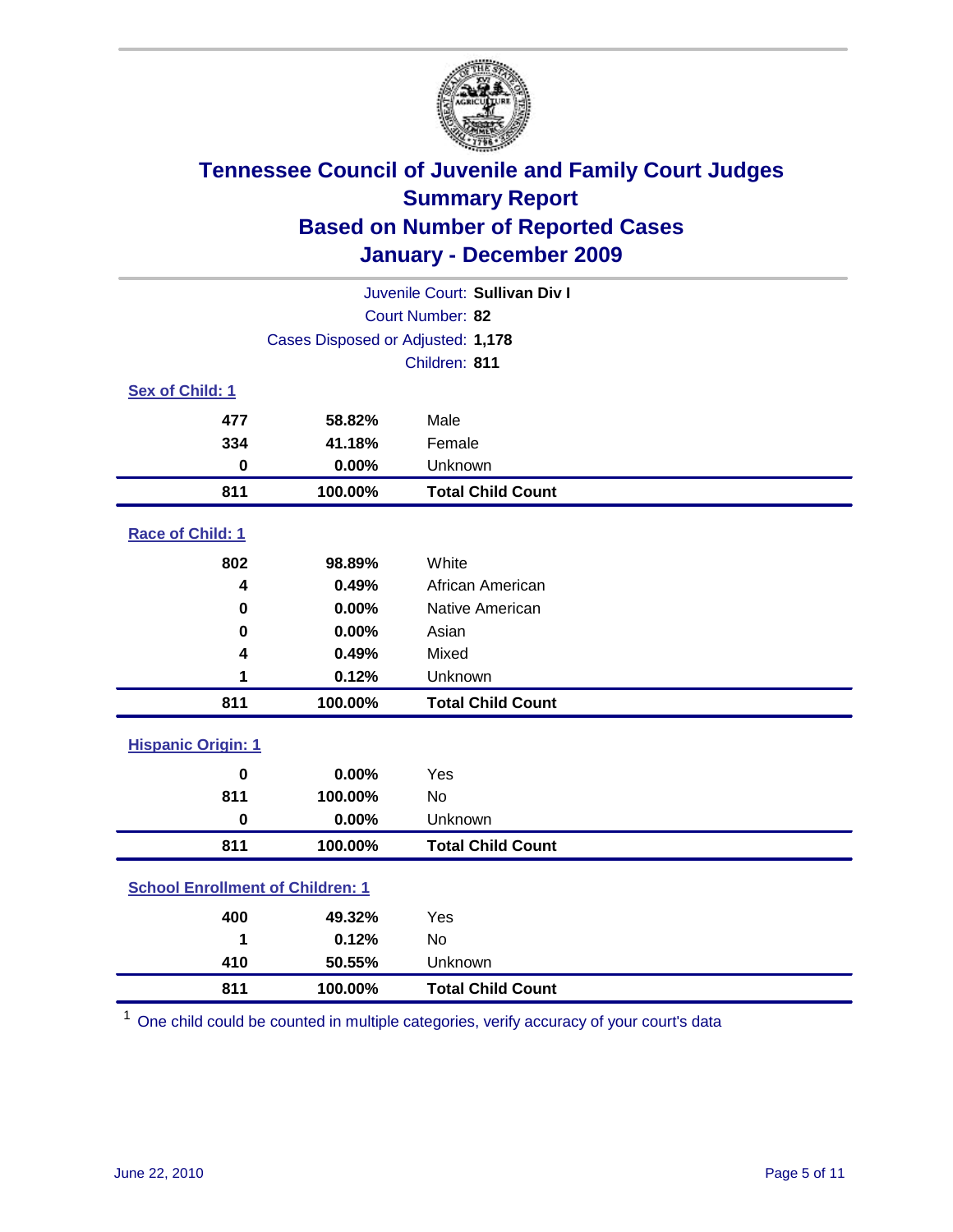# Tennessee Council of Juvenile and Family Court Judges
## Summary Report
## Based on Number of Reported Cases
## January - December 2009

Juvenile Court: **Sullivan Div I**
Court Number: **82**
Cases Disposed or Adjusted: **1,178**
Children: **811**

### Sex of Child: 1

| | | |
|---|---|---|
| 477 | 58.82% | Male |
| 334 | 41.18% | Female |
| 0 | 0.00% | Unknown |
| **811** | **100.00%** | **Total Child Count** |

### Race of Child: 1

| | | |
|---|---|---|
| 802 | 98.89% | White |
| 4 | 0.49% | African American |
| 0 | 0.00% | Native American |
| 0 | 0.00% | Asian |
| 4 | 0.49% | Mixed |
| 1 | 0.12% | Unknown |
| **811** | **100.00%** | **Total Child Count** |

### Hispanic Origin: 1

| | | |
|---|---|---|
| 0 | 0.00% | Yes |
| 811 | 100.00% | No |
| 0 | 0.00% | Unknown |
| **811** | **100.00%** | **Total Child Count** |

### School Enrollment of Children: 1

| | | |
|---|---|---|
| 400 | 49.32% | Yes |
| 1 | 0.12% | No |
| 410 | 50.55% | Unknown |
| **811** | **100.00%** | **Total Child Count** |

[1] One child could be counted in multiple categories, verify accuracy of your court's data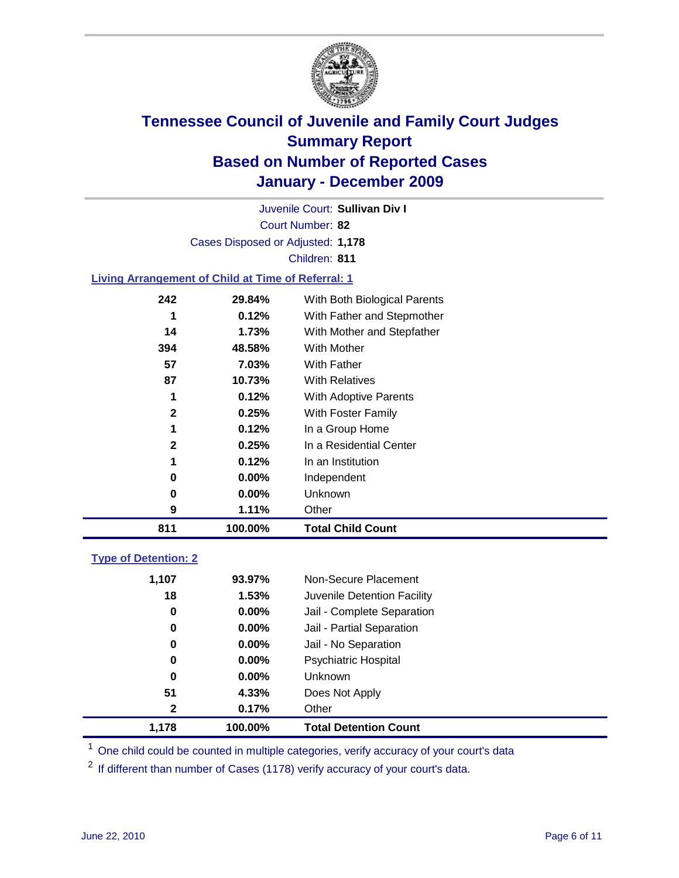# Tennessee Council of Juvenile and Family Court Judges
## Summary Report
## Based on Number of Reported Cases
## January - December 2009

Juvenile Court: **Sullivan Div I**

Court Number: **82**

Cases Disposed or Adjusted: **1,178**

Children: **811**

### Living Arrangement of Child at Time of Referral: 1

| Count | Percent | Category |
|---|---|---|
| 242 | 29.84% | With Both Biological Parents |
| 1 | 0.12% | With Father and Stepmother |
| 14 | 1.73% | With Mother and Stepfather |
| 394 | 48.58% | With Mother |
| 57 | 7.03% | With Father |
| 87 | 10.73% | With Relatives |
| 1 | 0.12% | With Adoptive Parents |
| 2 | 0.25% | With Foster Family |
| 1 | 0.12% | In a Group Home |
| 2 | 0.25% | In a Residential Center |
| 1 | 0.12% | In an Institution |
| 0 | 0.00% | Independent |
| 0 | 0.00% | Unknown |
| 9 | 1.11% | Other |
| **811** | **100.00%** | **Total Child Count** |

### Type of Detention: 2

| Count | Percent | Category |
|---|---|---|
| 1,107 | 93.97% | Non-Secure Placement |
| 18 | 1.53% | Juvenile Detention Facility |
| 0 | 0.00% | Jail - Complete Separation |
| 0 | 0.00% | Jail - Partial Separation |
| 0 | 0.00% | Jail - No Separation |
| 0 | 0.00% | Psychiatric Hospital |
| 0 | 0.00% | Unknown |
| 51 | 4.33% | Does Not Apply |
| 2 | 0.17% | Other |
| **1,178** | **100.00%** | **Total Detention Count** |

[1] One child could be counted in multiple categories, verify accuracy of your court's data

[2] If different than number of Cases (1178) verify accuracy of your court's data.

June 22, 2010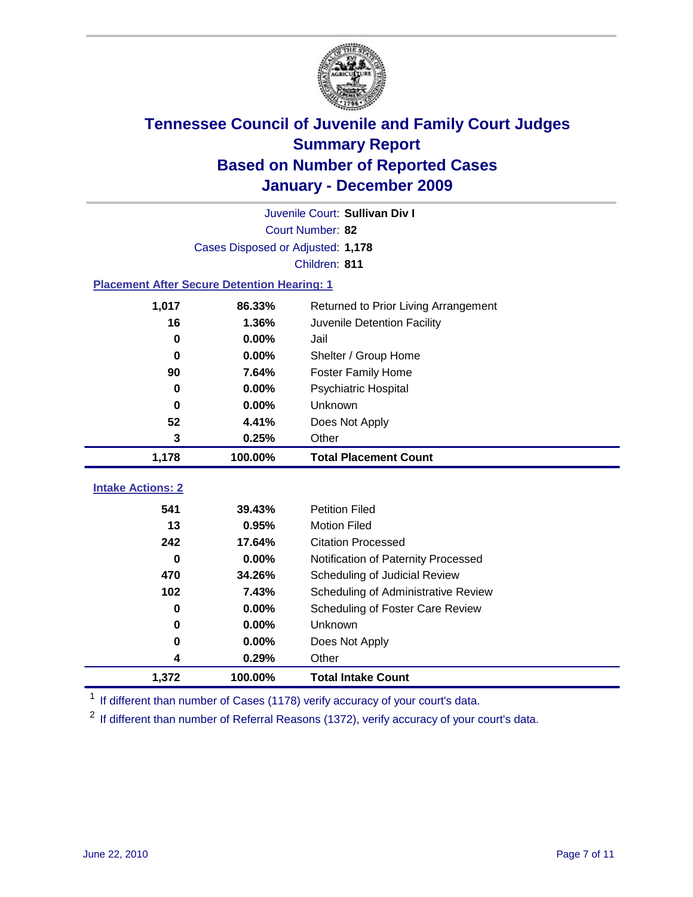# Tennessee Council of Juvenile and Family Court Judges
## Summary Report
## Based on Number of Reported Cases
## January - December 2009

Juvenile Court: **Sullivan Div I**

Court Number: **82**

Cases Disposed or Adjusted: **1,178**

Children: **811**

### Placement After Secure Detention Hearing: 1

| Count | Percent | Placement |
|---|---|---|
| 1,017 | 86.33% | Returned to Prior Living Arrangement |
| 16 | 1.36% | Juvenile Detention Facility |
| 0 | 0.00% | Jail |
| 0 | 0.00% | Shelter / Group Home |
| 90 | 7.64% | Foster Family Home |
| 0 | 0.00% | Psychiatric Hospital |
| 0 | 0.00% | Unknown |
| 52 | 4.41% | Does Not Apply |
| 3 | 0.25% | Other |
| **1,178** | **100.00%** | **Total Placement Count** |

### Intake Actions: 2

| Count | Percent | Action |
|---|---|---|
| 541 | 39.43% | Petition Filed |
| 13 | 0.95% | Motion Filed |
| 242 | 17.64% | Citation Processed |
| 0 | 0.00% | Notification of Paternity Processed |
| 470 | 34.26% | Scheduling of Judicial Review |
| 102 | 7.43% | Scheduling of Administrative Review |
| 0 | 0.00% | Scheduling of Foster Care Review |
| 0 | 0.00% | Unknown |
| 0 | 0.00% | Does Not Apply |
| 4 | 0.29% | Other |
| **1,372** | **100.00%** | **Total Intake Count** |

[1] If different than number of Cases (1178) verify accuracy of your court's data.

[2] If different than number of Referral Reasons (1372), verify accuracy of your court's data.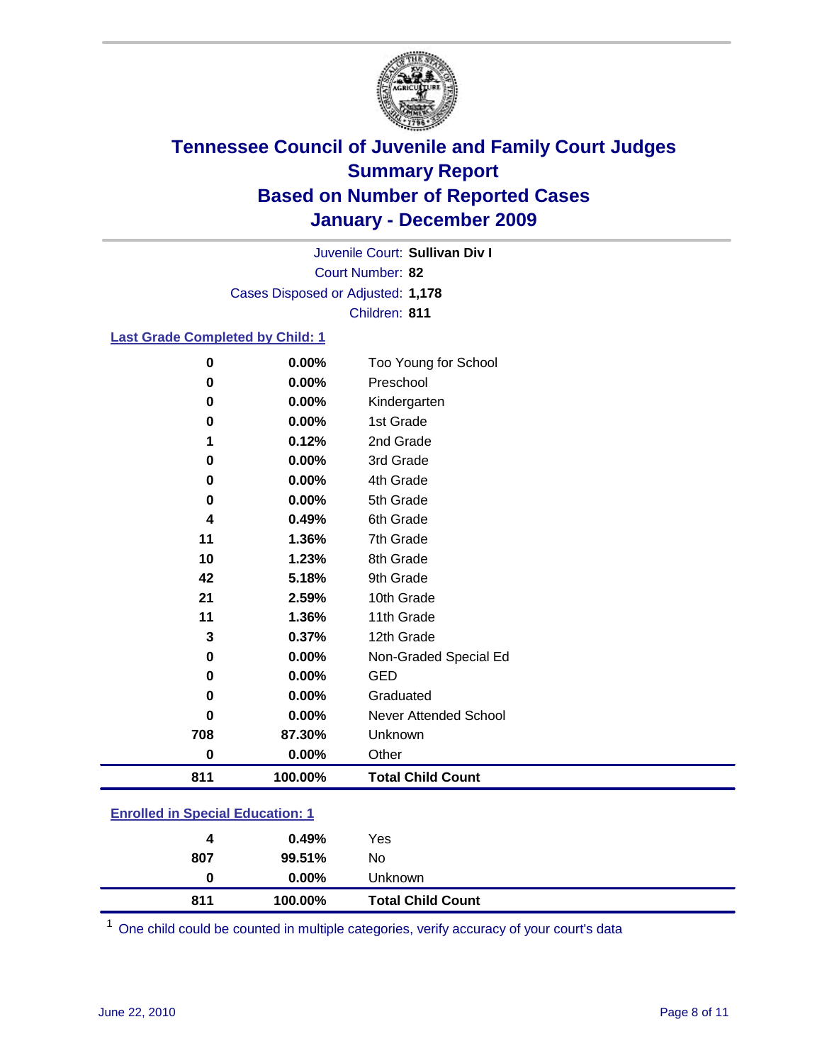# Tennessee Council of Juvenile and Family Court Judges
## Summary Report
## Based on Number of Reported Cases
## January - December 2009

Juvenile Court: **Sullivan Div I**
Court Number: **82**
Cases Disposed or Adjusted: **1,178**
Children: **811**

### Last Grade Completed by Child: 1

| | | |
|---|---|---|
| 0 | 0.00% | Too Young for School |
| 0 | 0.00% | Preschool |
| 0 | 0.00% | Kindergarten |
| 0 | 0.00% | 1st Grade |
| 1 | 0.12% | 2nd Grade |
| 0 | 0.00% | 3rd Grade |
| 0 | 0.00% | 4th Grade |
| 0 | 0.00% | 5th Grade |
| 4 | 0.49% | 6th Grade |
| 11 | 1.36% | 7th Grade |
| 10 | 1.23% | 8th Grade |
| 42 | 5.18% | 9th Grade |
| 21 | 2.59% | 10th Grade |
| 11 | 1.36% | 11th Grade |
| 3 | 0.37% | 12th Grade |
| 0 | 0.00% | Non-Graded Special Ed |
| 0 | 0.00% | GED |
| 0 | 0.00% | Graduated |
| 0 | 0.00% | Never Attended School |
| 708 | 87.30% | Unknown |
| 0 | 0.00% | Other |
| **811** | **100.00%** | **Total Child Count** |

### Enrolled in Special Education: 1

| | | |
|---|---|---|
| 4 | 0.49% | Yes |
| 807 | 99.51% | No |
| 0 | 0.00% | Unknown |
| **811** | **100.00%** | **Total Child Count** |

[1] One child could be counted in multiple categories, verify accuracy of your court's data

June 22, 2010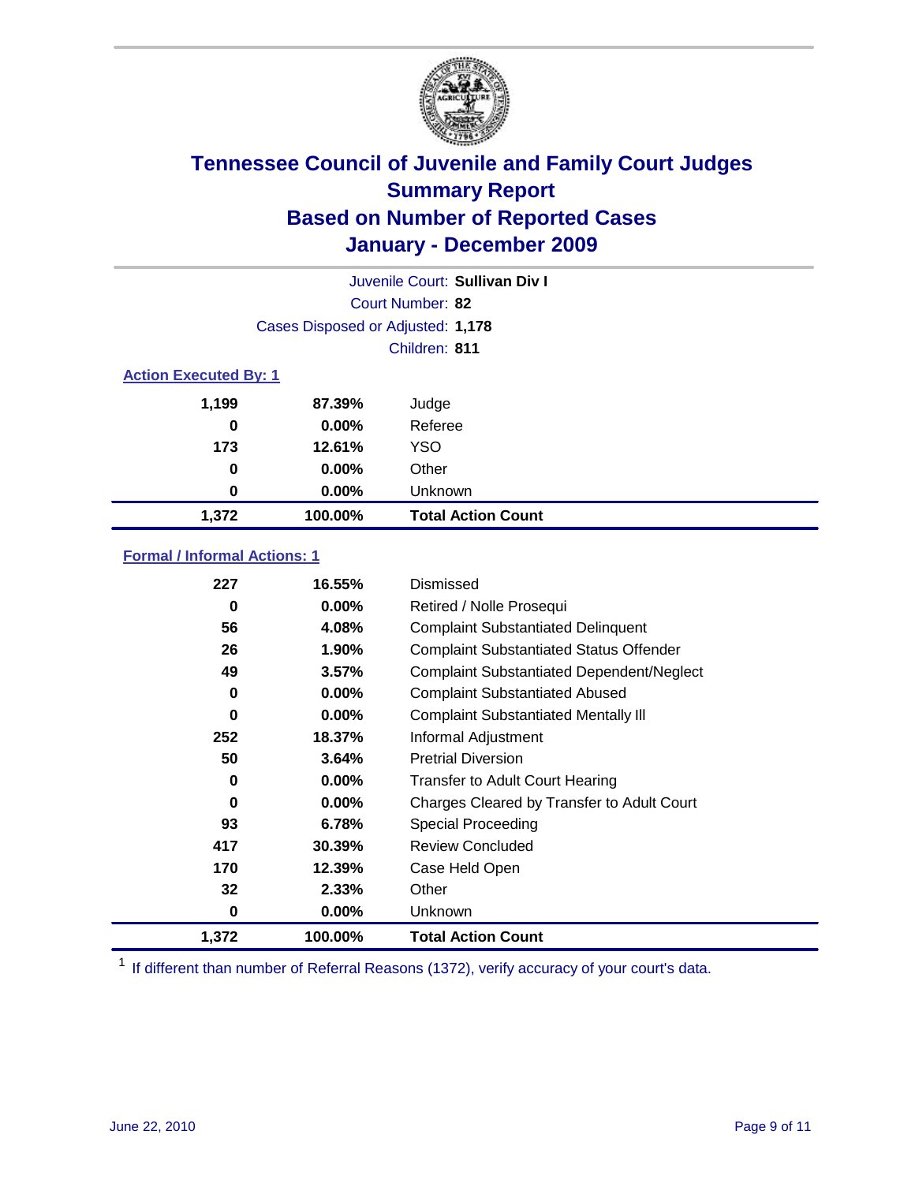# Tennessee Council of Juvenile and Family Court Judges
## Summary Report
## Based on Number of Reported Cases
## January - December 2009

Juvenile Court: **Sullivan Div I**

Court Number: **82**

Cases Disposed or Adjusted: **1,178**

Children: **811**

### Action Executed By: 1

| | | |
|---|---|---|
| 1,199 | 87.39% | Judge |
| 0 | 0.00% | Referee |
| 173 | 12.61% | YSO |
| 0 | 0.00% | Other |
| 0 | 0.00% | Unknown |
| **1,372** | **100.00%** | **Total Action Count** |

### Formal / Informal Actions: 1

| | | |
|---|---|---|
| 227 | 16.55% | Dismissed |
| 0 | 0.00% | Retired / Nolle Prosequi |
| 56 | 4.08% | Complaint Substantiated Delinquent |
| 26 | 1.90% | Complaint Substantiated Status Offender |
| 49 | 3.57% | Complaint Substantiated Dependent/Neglect |
| 0 | 0.00% | Complaint Substantiated Abused |
| 0 | 0.00% | Complaint Substantiated Mentally Ill |
| 252 | 18.37% | Informal Adjustment |
| 50 | 3.64% | Pretrial Diversion |
| 0 | 0.00% | Transfer to Adult Court Hearing |
| 0 | 0.00% | Charges Cleared by Transfer to Adult Court |
| 93 | 6.78% | Special Proceeding |
| 417 | 30.39% | Review Concluded |
| 170 | 12.39% | Case Held Open |
| 32 | 2.33% | Other |
| 0 | 0.00% | Unknown |
| **1,372** | **100.00%** | **Total Action Count** |

[1] If different than number of Referral Reasons (1372), verify accuracy of your court's data.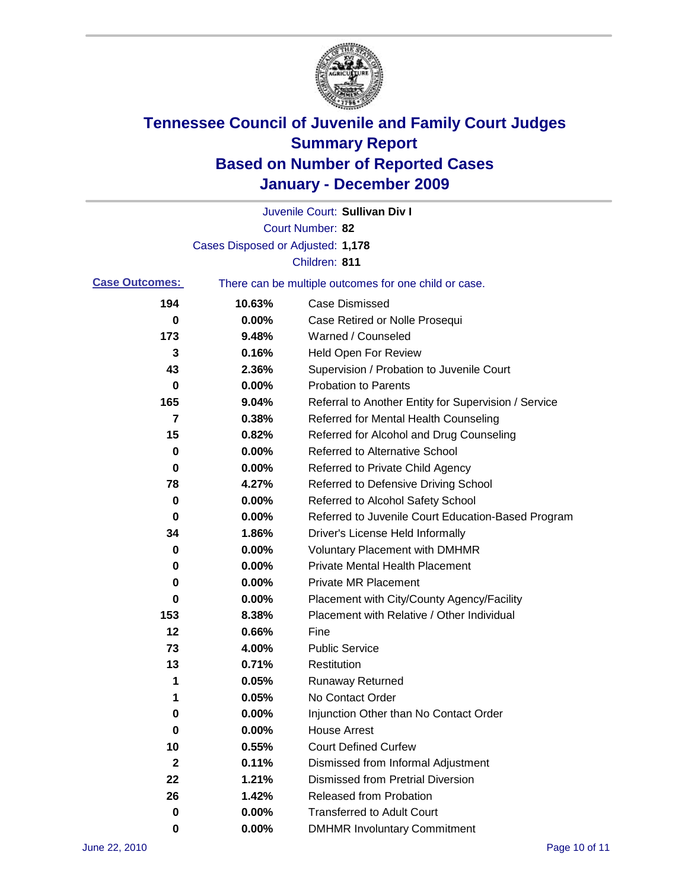# Tennessee Council of Juvenile and Family Court Judges
## Summary Report
## Based on Number of Reported Cases
## January - December 2009

Juvenile Court: **Sullivan Div I**

Court Number: **82**

Cases Disposed or Adjusted: **1,178**

Children: **811**

**Case Outcomes:** There can be multiple outcomes for one child or case.

| Count | Percent | Outcome |
|---|---|---|
| 194 | 10.63% | Case Dismissed |
| 0 | 0.00% | Case Retired or Nolle Prosequi |
| 173 | 9.48% | Warned / Counseled |
| 3 | 0.16% | Held Open For Review |
| 43 | 2.36% | Supervision / Probation to Juvenile Court |
| 0 | 0.00% | Probation to Parents |
| 165 | 9.04% | Referral to Another Entity for Supervision / Service |
| 7 | 0.38% | Referred for Mental Health Counseling |
| 15 | 0.82% | Referred for Alcohol and Drug Counseling |
| 0 | 0.00% | Referred to Alternative School |
| 0 | 0.00% | Referred to Private Child Agency |
| 78 | 4.27% | Referred to Defensive Driving School |
| 0 | 0.00% | Referred to Alcohol Safety School |
| 0 | 0.00% | Referred to Juvenile Court Education-Based Program |
| 34 | 1.86% | Driver's License Held Informally |
| 0 | 0.00% | Voluntary Placement with DMHMR |
| 0 | 0.00% | Private Mental Health Placement |
| 0 | 0.00% | Private MR Placement |
| 0 | 0.00% | Placement with City/County Agency/Facility |
| 153 | 8.38% | Placement with Relative / Other Individual |
| 12 | 0.66% | Fine |
| 73 | 4.00% | Public Service |
| 13 | 0.71% | Restitution |
| 1 | 0.05% | Runaway Returned |
| 1 | 0.05% | No Contact Order |
| 0 | 0.00% | Injunction Other than No Contact Order |
| 0 | 0.00% | House Arrest |
| 10 | 0.55% | Court Defined Curfew |
| 2 | 0.11% | Dismissed from Informal Adjustment |
| 22 | 1.21% | Dismissed from Pretrial Diversion |
| 26 | 1.42% | Released from Probation |
| 0 | 0.00% | Transferred to Adult Court |
| 0 | 0.00% | DMHMR Involuntary Commitment |

June 22, 2010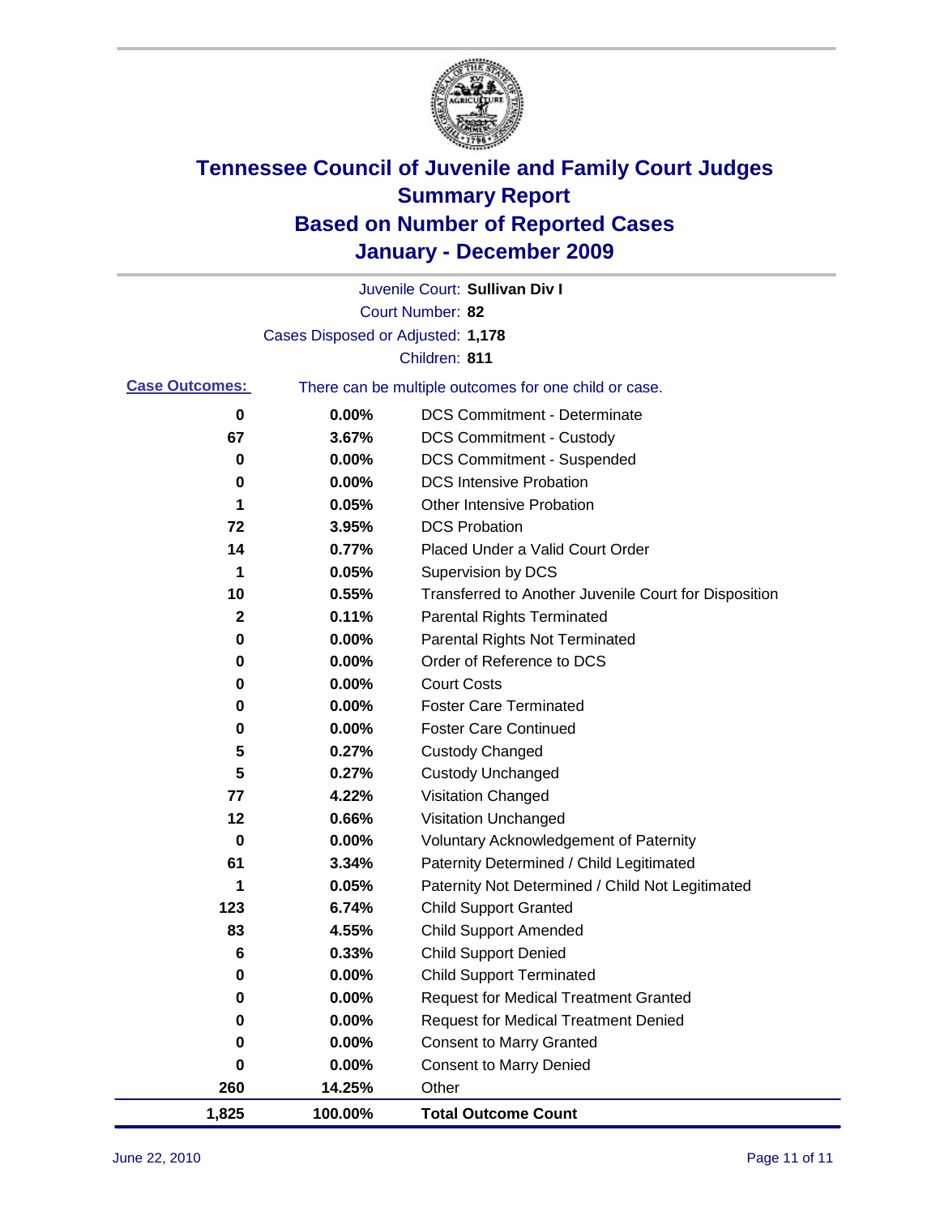# Tennessee Council of Juvenile and Family Court Judges
## Summary Report
## Based on Number of Reported Cases
## January - December 2009

Juvenile Court: **Sullivan Div I**

Court Number: **82**

Cases Disposed or Adjusted: **1,178**

Children: **811**

**Case Outcomes:** There can be multiple outcomes for one child or case.

| | | |
|---|---|---|
| 0 | 0.00% | DCS Commitment - Determinate |
| 67 | 3.67% | DCS Commitment - Custody |
| 0 | 0.00% | DCS Commitment - Suspended |
| 0 | 0.00% | DCS Intensive Probation |
| 1 | 0.05% | Other Intensive Probation |
| 72 | 3.95% | DCS Probation |
| 14 | 0.77% | Placed Under a Valid Court Order |
| 1 | 0.05% | Supervision by DCS |
| 10 | 0.55% | Transferred to Another Juvenile Court for Disposition |
| 2 | 0.11% | Parental Rights Terminated |
| 0 | 0.00% | Parental Rights Not Terminated |
| 0 | 0.00% | Order of Reference to DCS |
| 0 | 0.00% | Court Costs |
| 0 | 0.00% | Foster Care Terminated |
| 0 | 0.00% | Foster Care Continued |
| 5 | 0.27% | Custody Changed |
| 5 | 0.27% | Custody Unchanged |
| 77 | 4.22% | Visitation Changed |
| 12 | 0.66% | Visitation Unchanged |
| 0 | 0.00% | Voluntary Acknowledgement of Paternity |
| 61 | 3.34% | Paternity Determined / Child Legitimated |
| 1 | 0.05% | Paternity Not Determined / Child Not Legitimated |
| 123 | 6.74% | Child Support Granted |
| 83 | 4.55% | Child Support Amended |
| 6 | 0.33% | Child Support Denied |
| 0 | 0.00% | Child Support Terminated |
| 0 | 0.00% | Request for Medical Treatment Granted |
| 0 | 0.00% | Request for Medical Treatment Denied |
| 0 | 0.00% | Consent to Marry Granted |
| 0 | 0.00% | Consent to Marry Denied |
| 260 | 14.25% | Other |
| **1,825** | **100.00%** | **Total Outcome Count** |

June 22, 2010